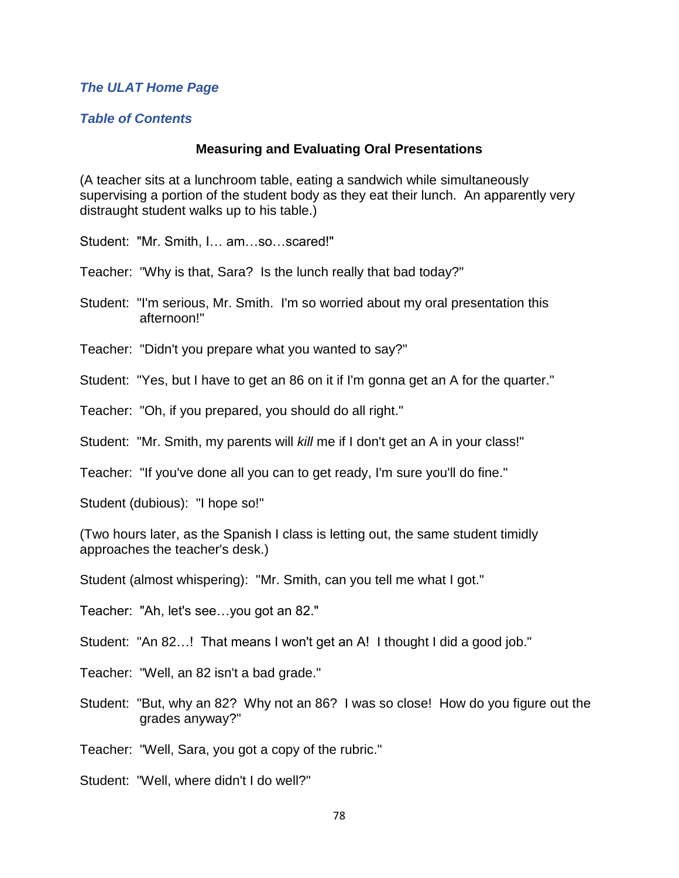*The ULAT Home Page*

*Table of Contents*

## Measuring and Evaluating Oral Presentations

(A teacher sits at a lunchroom table, eating a sandwich while simultaneously supervising a portion of the student body as they eat their lunch. An apparently very distraught student walks up to his table.)

Student: "Mr. Smith, I… am…so…scared!"

Teacher: "Why is that, Sara? Is the lunch really that bad today?"

Student: "I'm serious, Mr. Smith. I'm so worried about my oral presentation this afternoon!"

Teacher: "Didn't you prepare what you wanted to say?"

Student: "Yes, but I have to get an 86 on it if I'm gonna get an A for the quarter."

Teacher: "Oh, if you prepared, you should do all right."

Student: "Mr. Smith, my parents will *kill* me if I don't get an A in your class!"

Teacher: "If you've done all you can to get ready, I'm sure you'll do fine."

Student (dubious): "I hope so!"

(Two hours later, as the Spanish I class is letting out, the same student timidly approaches the teacher's desk.)

Student (almost whispering): "Mr. Smith, can you tell me what I got."

Teacher: "Ah, let's see…you got an 82."

Student: "An 82…! That means I won't get an A! I thought I did a good job."

Teacher: "Well, an 82 isn't a bad grade."

Student: "But, why an 82? Why not an 86? I was so close! How do you figure out the grades anyway?"

Teacher: "Well, Sara, you got a copy of the rubric."

Student: "Well, where didn't I do well?"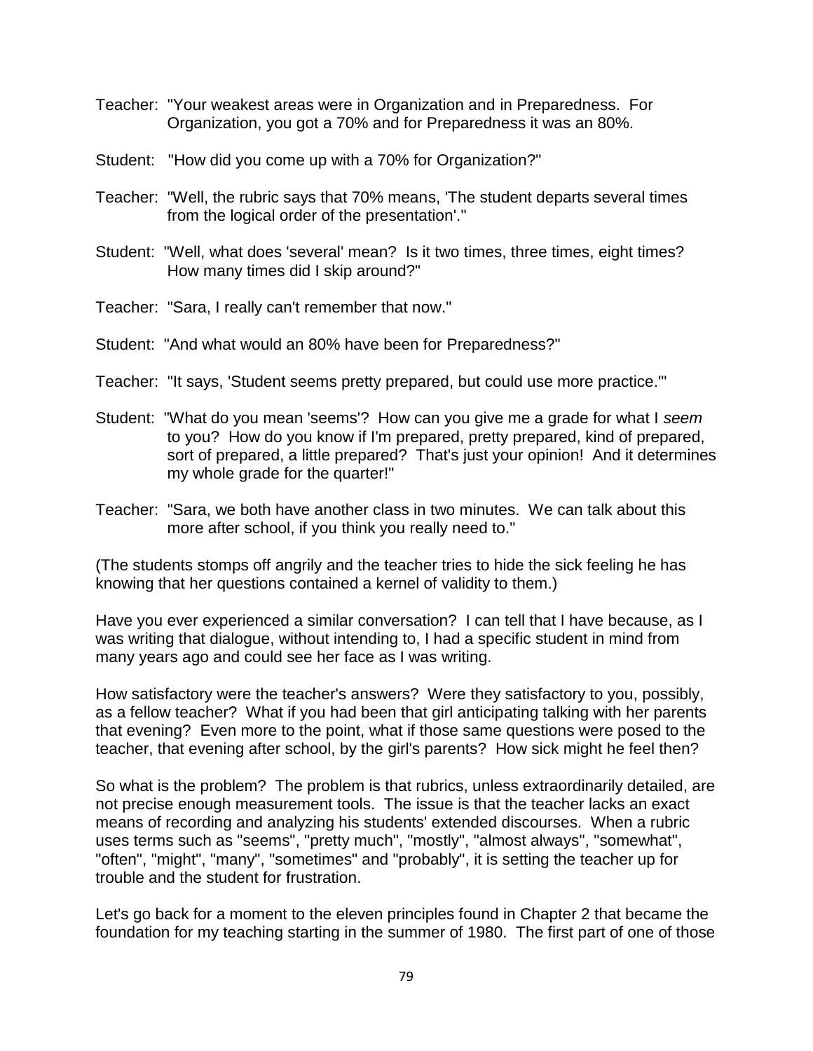Teacher: "Your weakest areas were in Organization and in Preparedness. For Organization, you got a 70% and for Preparedness it was an 80%.

Student: "How did you come up with a 70% for Organization?"

Teacher: "Well, the rubric says that 70% means, 'The student departs several times from the logical order of the presentation'."

Student: "Well, what does 'several' mean? Is it two times, three times, eight times? How many times did I skip around?"

Teacher: "Sara, I really can't remember that now."

Student: "And what would an 80% have been for Preparedness?"

Teacher: "It says, 'Student seems pretty prepared, but could use more practice.'"

Student: "What do you mean 'seems'? How can you give me a grade for what I *seem* to you? How do you know if I'm prepared, pretty prepared, kind of prepared, sort of prepared, a little prepared? That's just your opinion! And it determines my whole grade for the quarter!"

Teacher: "Sara, we both have another class in two minutes. We can talk about this more after school, if you think you really need to."

(The students stomps off angrily and the teacher tries to hide the sick feeling he has knowing that her questions contained a kernel of validity to them.)

Have you ever experienced a similar conversation? I can tell that I have because, as I was writing that dialogue, without intending to, I had a specific student in mind from many years ago and could see her face as I was writing.

How satisfactory were the teacher's answers? Were they satisfactory to you, possibly, as a fellow teacher? What if you had been that girl anticipating talking with her parents that evening? Even more to the point, what if those same questions were posed to the teacher, that evening after school, by the girl's parents? How sick might he feel then?

So what is the problem? The problem is that rubrics, unless extraordinarily detailed, are not precise enough measurement tools. The issue is that the teacher lacks an exact means of recording and analyzing his students' extended discourses. When a rubric uses terms such as "seems", "pretty much", "mostly", "almost always", "somewhat", "often", "might", "many", "sometimes" and "probably", it is setting the teacher up for trouble and the student for frustration.

Let's go back for a moment to the eleven principles found in Chapter 2 that became the foundation for my teaching starting in the summer of 1980. The first part of one of those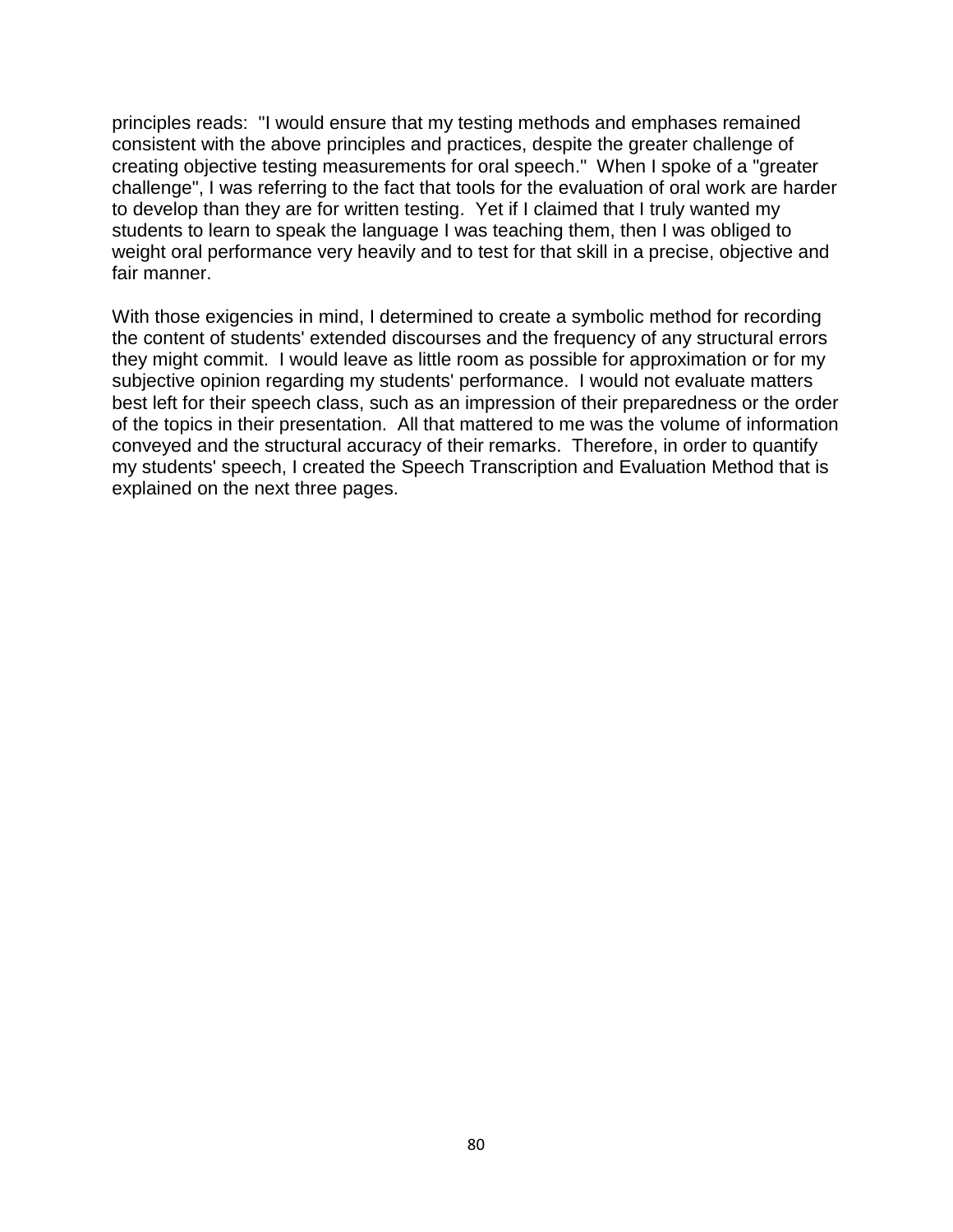principles reads: "I would ensure that my testing methods and emphases remained consistent with the above principles and practices, despite the greater challenge of creating objective testing measurements for oral speech." When I spoke of a "greater challenge", I was referring to the fact that tools for the evaluation of oral work are harder to develop than they are for written testing. Yet if I claimed that I truly wanted my students to learn to speak the language I was teaching them, then I was obliged to weight oral performance very heavily and to test for that skill in a precise, objective and fair manner.

With those exigencies in mind, I determined to create a symbolic method for recording the content of students' extended discourses and the frequency of any structural errors they might commit. I would leave as little room as possible for approximation or for my subjective opinion regarding my students' performance. I would not evaluate matters best left for their speech class, such as an impression of their preparedness or the order of the topics in their presentation. All that mattered to me was the volume of information conveyed and the structural accuracy of their remarks. Therefore, in order to quantify my students' speech, I created the Speech Transcription and Evaluation Method that is explained on the next three pages.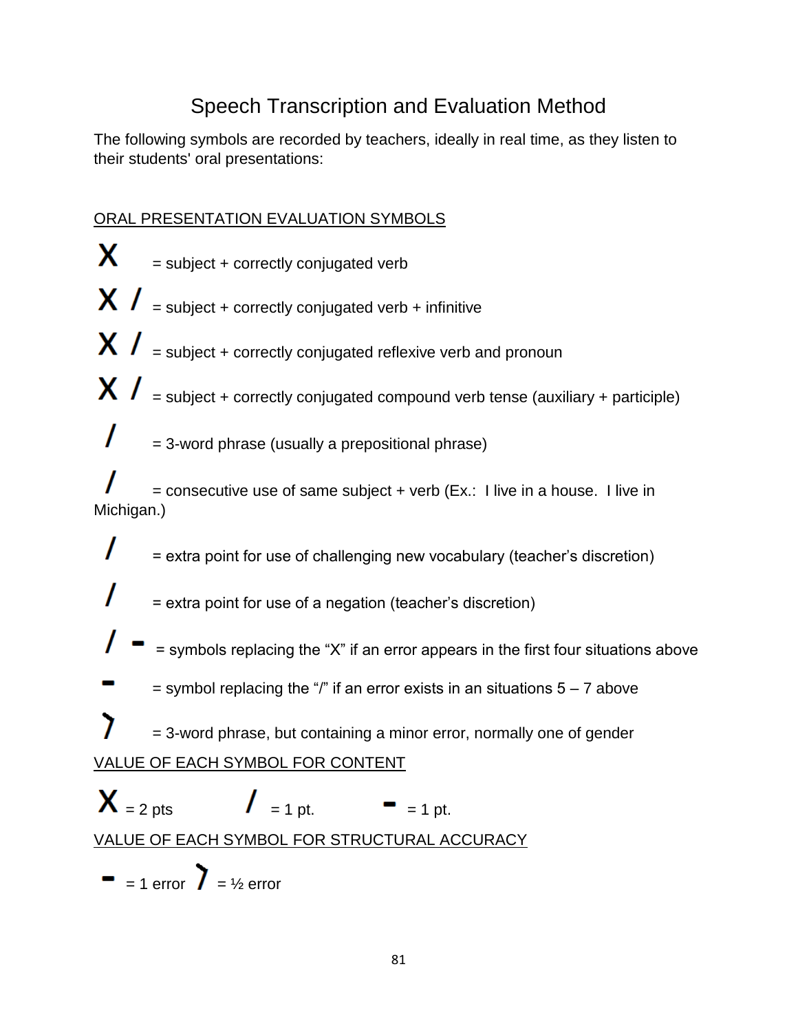# Speech Transcription and Evaluation Method

The following symbols are recorded by teachers, ideally in real time, as they listen to their students' oral presentations:

ORAL PRESENTATION EVALUATION SYMBOLS

**X** = subject + correctly conjugated verb

**X /** = subject + correctly conjugated verb + infinitive

**X /** = subject + correctly conjugated reflexive verb and pronoun

**X /** = subject + correctly conjugated compound verb tense (auxiliary + participle)

**/** = 3-word phrase (usually a prepositional phrase)

**/** = consecutive use of same subject + verb (Ex.: I live in a house. I live in Michigan.)

**/** = extra point for use of challenging new vocabulary (teacher's discretion)

**/** = extra point for use of a negation (teacher's discretion)

**/ -** = symbols replacing the "X" if an error appears in the first four situations above

**-** = symbol replacing the "/" if an error exists in an situations 5 – 7 above

**)** = 3-word phrase, but containing a minor error, normally one of gender

VALUE OF EACH SYMBOL FOR CONTENT

**X** = 2 pts **/** = 1 pt. **-** = 1 pt.

VALUE OF EACH SYMBOL FOR STRUCTURAL ACCURACY

**-** = 1 error **)** = ½ error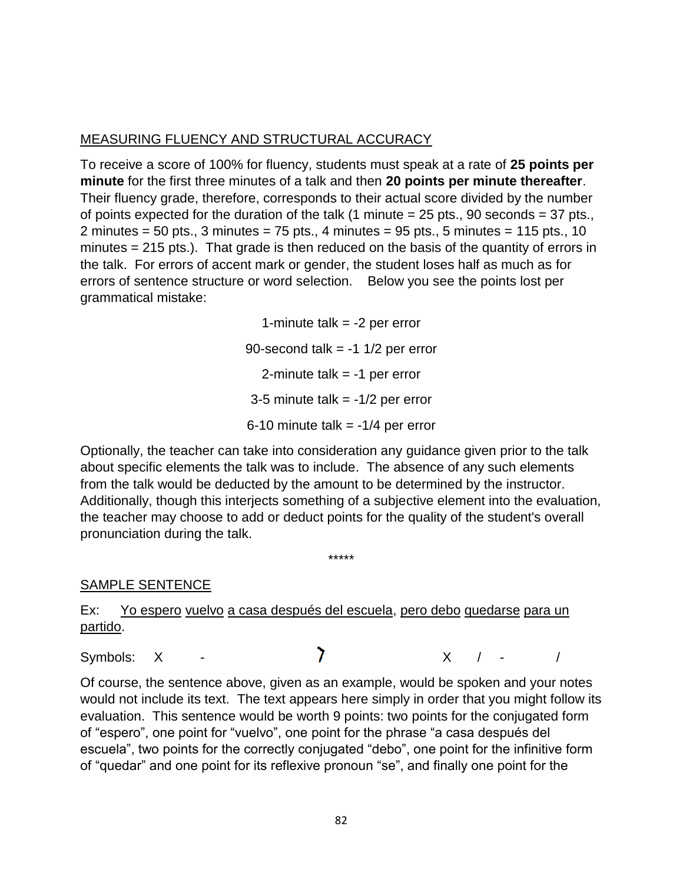## MEASURING FLUENCY AND STRUCTURAL ACCURACY

To receive a score of 100% for fluency, students must speak at a rate of **25 points per minute** for the first three minutes of a talk and then **20 points per minute thereafter**. Their fluency grade, therefore, corresponds to their actual score divided by the number of points expected for the duration of the talk (1 minute = 25 pts., 90 seconds = 37 pts., 2 minutes = 50 pts., 3 minutes = 75 pts., 4 minutes = 95 pts., 5 minutes = 115 pts., 10 minutes = 215 pts.). That grade is then reduced on the basis of the quantity of errors in the talk. For errors of accent mark or gender, the student loses half as much as for errors of sentence structure or word selection. Below you see the points lost per grammatical mistake:

1-minute talk = -2 per error

90-second talk = -1 1/2 per error

2-minute talk = -1 per error

3-5 minute talk = -1/2 per error

6-10 minute talk = -1/4 per error

Optionally, the teacher can take into consideration any guidance given prior to the talk about specific elements the talk was to include. The absence of any such elements from the talk would be deducted by the amount to be determined by the instructor. Additionally, though this interjects something of a subjective element into the evaluation, the teacher may choose to add or deduct points for the quality of the student's overall pronunciation during the talk.

*****

## SAMPLE SENTENCE

Ex: Yo espero vuelvo a casa después del escuela, pero debo quedarse para un partido.

Symbols: X - 7 X / - /

Of course, the sentence above, given as an example, would be spoken and your notes would not include its text. The text appears here simply in order that you might follow its evaluation. This sentence would be worth 9 points: two points for the conjugated form of "espero", one point for "vuelvo", one point for the phrase "a casa después del escuela", two points for the correctly conjugated "debo", one point for the infinitive form of "quedar" and one point for its reflexive pronoun "se", and finally one point for the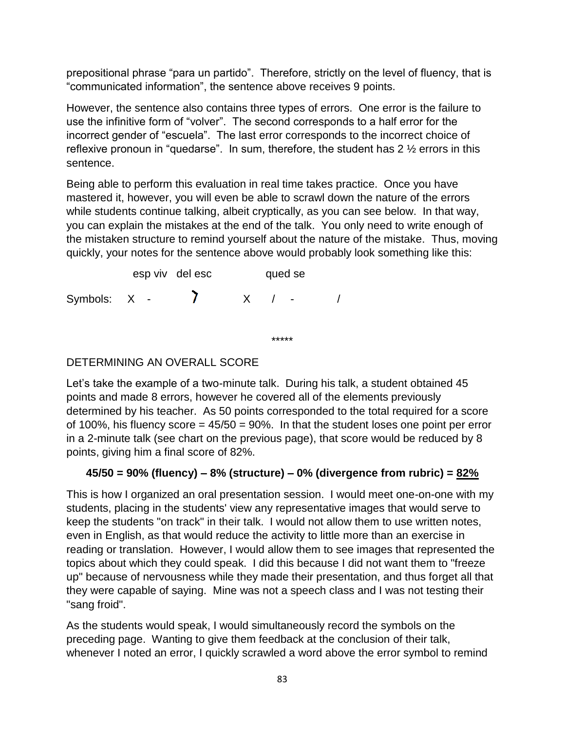prepositional phrase “para un partido”. Therefore, strictly on the level of fluency, that is “communicated information”, the sentence above receives 9 points.

However, the sentence also contains three types of errors. One error is the failure to use the infinitive form of “volver”. The second corresponds to a half error for the incorrect gender of “escuela”. The last error corresponds to the incorrect choice of reflexive pronoun in “quedarse”. In sum, therefore, the student has 2 ½ errors in this sentence.

Being able to perform this evaluation in real time takes practice. Once you have mastered it, however, you will even be able to scrawl down the nature of the errors while students continue talking, albeit cryptically, as you can see below. In that way, you can explain the mistakes at the end of the talk. You only need to write enough of the mistaken structure to remind yourself about the nature of the mistake. Thus, moving quickly, your notes for the sentence above would probably look something like this:

```
              esp viv   del esc          qued se
Symbols:   X   -          ˀ         X    /   -          /
```

*****

## DETERMINING AN OVERALL SCORE

Let’s take the example of a two-minute talk. During his talk, a student obtained 45 points and made 8 errors, however he covered all of the elements previously determined by his teacher. As 50 points corresponded to the total required for a score of 100%, his fluency score = 45/50 = 90%. In that the student loses one point per error in a 2-minute talk (see chart on the previous page), that score would be reduced by 8 points, giving him a final score of 82%.

**45/50 = 90% (fluency) – 8% (structure) – 0% (divergence from rubric) = 82%**

This is how I organized an oral presentation session. I would meet one-on-one with my students, placing in the students' view any representative images that would serve to keep the students "on track" in their talk. I would not allow them to use written notes, even in English, as that would reduce the activity to little more than an exercise in reading or translation. However, I would allow them to see images that represented the topics about which they could speak. I did this because I did not want them to "freeze up" because of nervousness while they made their presentation, and thus forget all that they were capable of saying. Mine was not a speech class and I was not testing their "sang froid".

As the students would speak, I would simultaneously record the symbols on the preceding page. Wanting to give them feedback at the conclusion of their talk, whenever I noted an error, I quickly scrawled a word above the error symbol to remind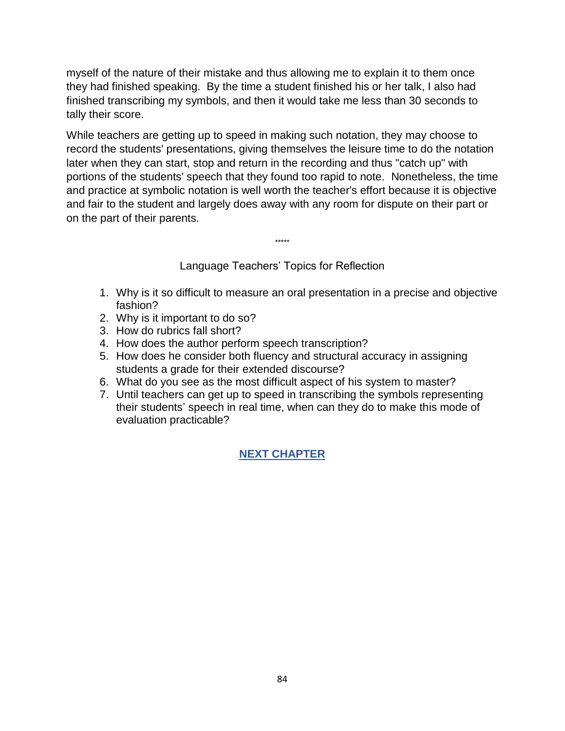myself of the nature of their mistake and thus allowing me to explain it to them once they had finished speaking. By the time a student finished his or her talk, I also had finished transcribing my symbols, and then it would take me less than 30 seconds to tally their score.

While teachers are getting up to speed in making such notation, they may choose to record the students' presentations, giving themselves the leisure time to do the notation later when they can start, stop and return in the recording and thus "catch up" with portions of the students' speech that they found too rapid to note. Nonetheless, the time and practice at symbolic notation is well worth the teacher's effort because it is objective and fair to the student and largely does away with any room for dispute on their part or on the part of their parents.

*****

Language Teachers' Topics for Reflection

1. Why is it so difficult to measure an oral presentation in a precise and objective fashion?
2. Why is it important to do so?
3. How do rubrics fall short?
4. How does the author perform speech transcription?
5. How does he consider both fluency and structural accuracy in assigning students a grade for their extended discourse?
6. What do you see as the most difficult aspect of his system to master?
7. Until teachers can get up to speed in transcribing the symbols representing their students' speech in real time, when can they do to make this mode of evaluation practicable?

**NEXT CHAPTER**